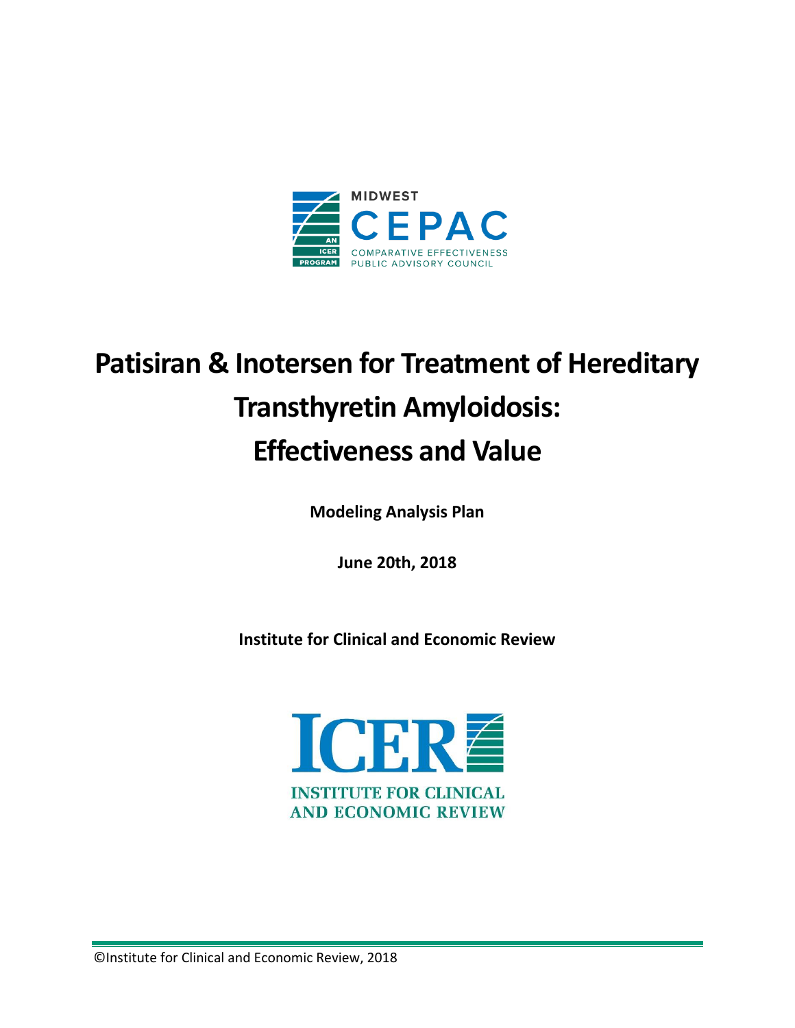MIDWEST CEPAC

COMPARATIVE EFFECTIVENESS PUBLIC ADVISORY COUNCIL

AN ICER PROGRAM

# Patisiran & Inotersen for Treatment of Hereditary Transthyretin Amyloidosis: Effectiveness and Value

**Modeling Analysis Plan**

**June 20th, 2018**

**Institute for Clinical and Economic Review**

ICER

INSTITUTE FOR CLINICAL AND ECONOMIC REVIEW

©Institute for Clinical and Economic Review, 2018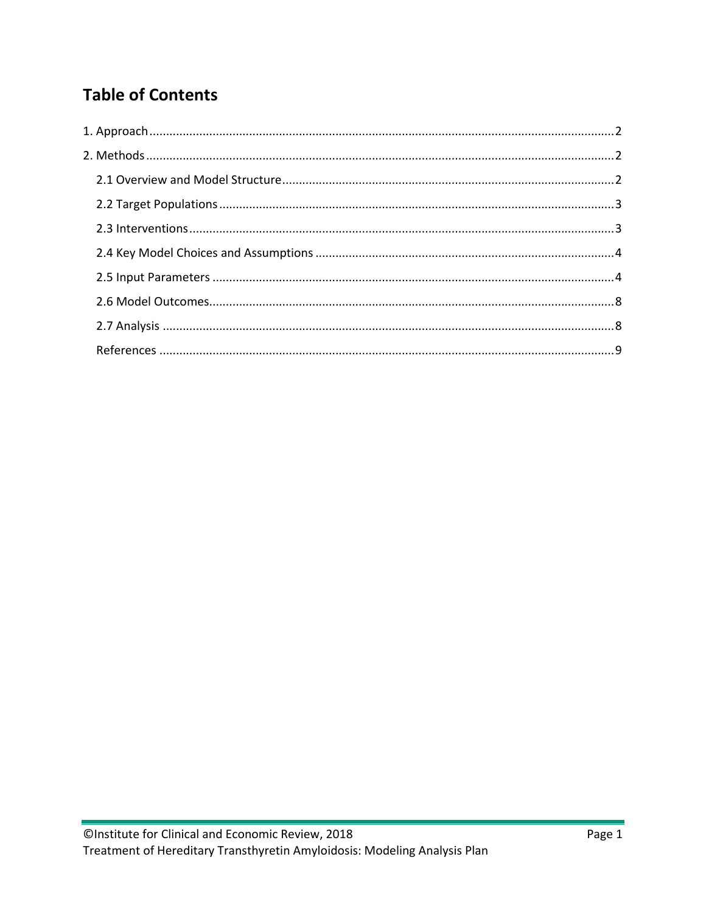# Table of Contents

1. Approach ..... 2
2. Methods ..... 2
   - 2.1 Overview and Model Structure ..... 2
   - 2.2 Target Populations ..... 3
   - 2.3 Interventions ..... 3
   - 2.4 Key Model Choices and Assumptions ..... 4
   - 2.5 Input Parameters ..... 4
   - 2.6 Model Outcomes ..... 8
   - 2.7 Analysis ..... 8
   - References ..... 9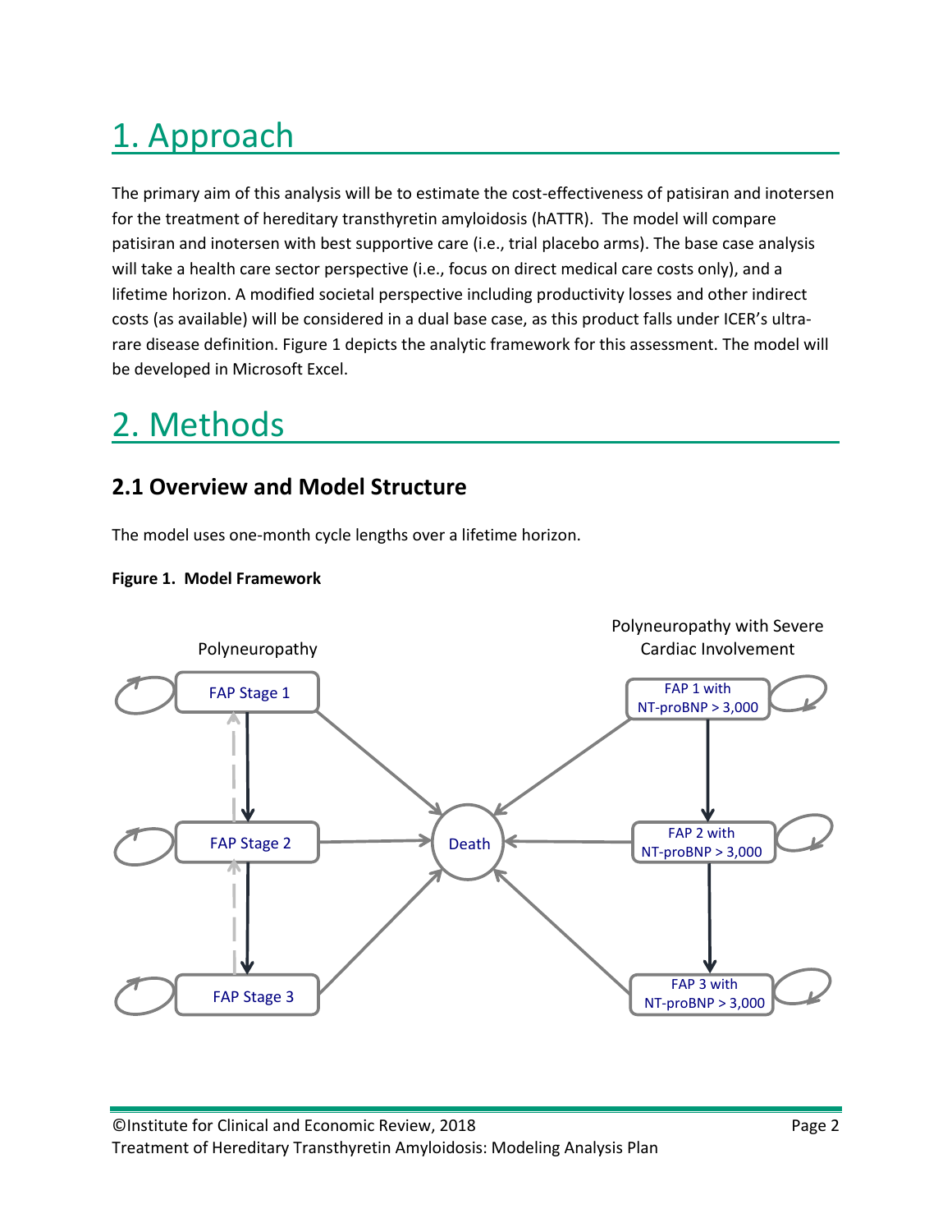# 1. Approach

The primary aim of this analysis will be to estimate the cost-effectiveness of patisiran and inotersen for the treatment of hereditary transthyretin amyloidosis (hATTR). The model will compare patisiran and inotersen with best supportive care (i.e., trial placebo arms). The base case analysis will take a health care sector perspective (i.e., focus on direct medical care costs only), and a lifetime horizon. A modified societal perspective including productivity losses and other indirect costs (as available) will be considered in a dual base case, as this product falls under ICER's ultra-rare disease definition. Figure 1 depicts the analytic framework for this assessment. The model will be developed in Microsoft Excel.

# 2. Methods

## 2.1 Overview and Model Structure

The model uses one-month cycle lengths over a lifetime horizon.

**Figure 1. Model Framework**

Polyneuropathy

FAP Stage 1

FAP Stage 2

FAP Stage 3

Death

Polyneuropathy with Severe Cardiac Involvement

FAP 1 with NT-proBNP > 3,000

FAP 2 with NT-proBNP > 3,000

FAP 3 with NT-proBNP > 3,000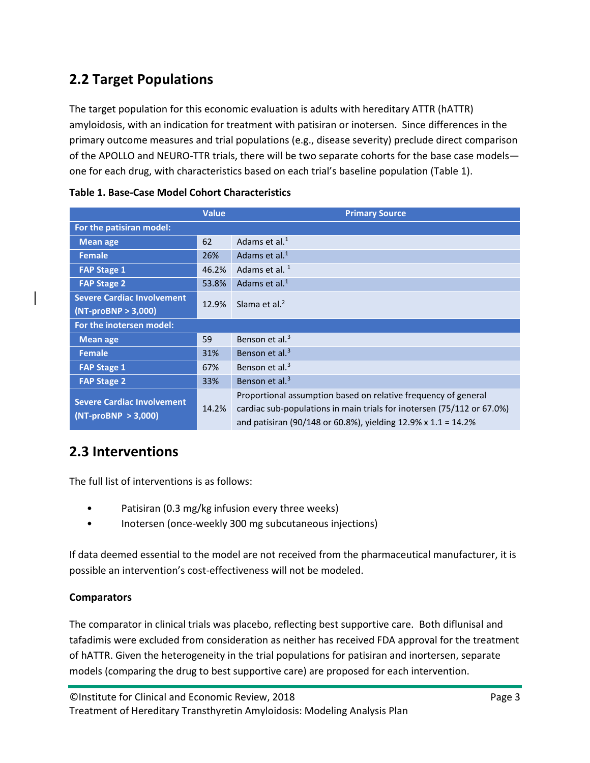## 2.2 Target Populations

The target population for this economic evaluation is adults with hereditary ATTR (hATTR) amyloidosis, with an indication for treatment with patisiran or inotersen. Since differences in the primary outcome measures and trial populations (e.g., disease severity) preclude direct comparison of the APOLLO and NEURO-TTR trials, there will be two separate cohorts for the base case models—one for each drug, with characteristics based on each trial's baseline population (Table 1).

**Table 1. Base-Case Model Cohort Characteristics**

| | Value | Primary Source |
|---|---|---|
| **For the patisiran model:** | | |
| **Mean age** | 62 | Adams et al.[1] |
| **Female** | 26% | Adams et al.[1] |
| **FAP Stage 1** | 46.2% | Adams et al. [1] |
| **FAP Stage 2** | 53.8% | Adams et al.[1] |
| **Severe Cardiac Involvement (NT-proBNP > 3,000)** | 12.9% | Slama et al.[2] |
| **For the inotersen model:** | | |
| **Mean age** | 59 | Benson et al.[3] |
| **Female** | 31% | Benson et al.[3] |
| **FAP Stage 1** | 67% | Benson et al.[3] |
| **FAP Stage 2** | 33% | Benson et al.[3] |
| **Severe Cardiac Involvement (NT-proBNP > 3,000)** | 14.2% | Proportional assumption based on relative frequency of general cardiac sub-populations in main trials for inotersen (75/112 or 67.0%) and patisiran (90/148 or 60.8%), yielding 12.9% x 1.1 = 14.2% |

## 2.3 Interventions

The full list of interventions is as follows:

- Patisiran (0.3 mg/kg infusion every three weeks)
- Inotersen (once-weekly 300 mg subcutaneous injections)

If data deemed essential to the model are not received from the pharmaceutical manufacturer, it is possible an intervention's cost-effectiveness will not be modeled.

### Comparators

The comparator in clinical trials was placebo, reflecting best supportive care. Both diflunisal and tafadimis were excluded from consideration as neither has received FDA approval for the treatment of hATTR. Given the heterogeneity in the trial populations for patisiran and inortersen, separate models (comparing the drug to best supportive care) are proposed for each intervention.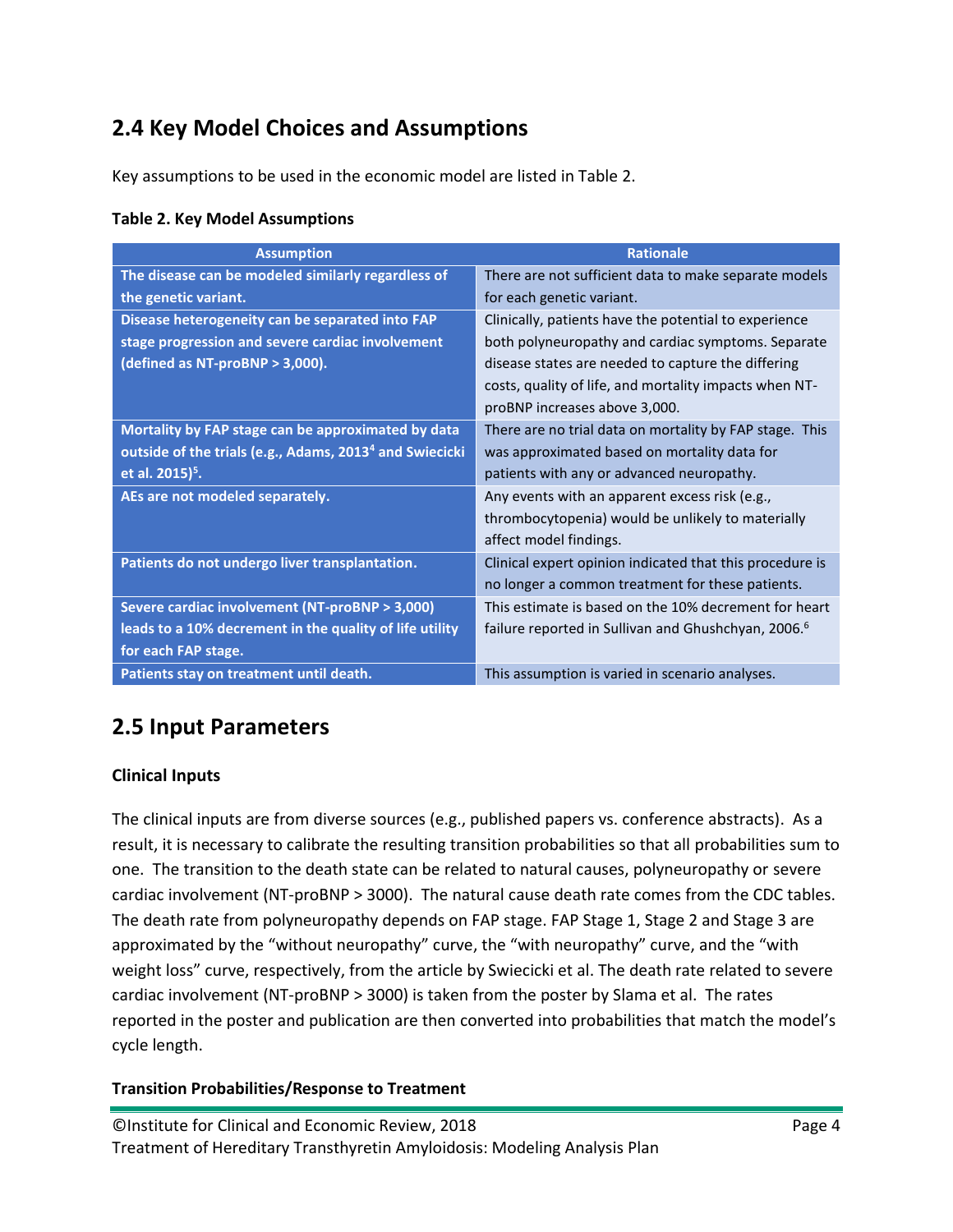## 2.4 Key Model Choices and Assumptions

Key assumptions to be used in the economic model are listed in Table 2.

**Table 2. Key Model Assumptions**

| Assumption | Rationale |
|---|---|
| **The disease can be modeled similarly regardless of the genetic variant.** | There are not sufficient data to make separate models for each genetic variant. |
| **Disease heterogeneity can be separated into FAP stage progression and severe cardiac involvement (defined as NT-proBNP > 3,000).** | Clinically, patients have the potential to experience both polyneuropathy and cardiac symptoms. Separate disease states are needed to capture the differing costs, quality of life, and mortality impacts when NT-proBNP increases above 3,000. |
| **Mortality by FAP stage can be approximated by data outside of the trials (e.g., Adams, 2013[4] and Swiecicki et al. 2015)[5].** | There are no trial data on mortality by FAP stage. This was approximated based on mortality data for patients with any or advanced neuropathy. |
| **AEs are not modeled separately.** | Any events with an apparent excess risk (e.g., thrombocytopenia) would be unlikely to materially affect model findings. |
| **Patients do not undergo liver transplantation.** | Clinical expert opinion indicated that this procedure is no longer a common treatment for these patients. |
| **Severe cardiac involvement (NT-proBNP > 3,000) leads to a 10% decrement in the quality of life utility for each FAP stage.** | This estimate is based on the 10% decrement for heart failure reported in Sullivan and Ghushchyan, 2006.[6] |
| **Patients stay on treatment until death.** | This assumption is varied in scenario analyses. |

## 2.5 Input Parameters

### Clinical Inputs

The clinical inputs are from diverse sources (e.g., published papers vs. conference abstracts). As a result, it is necessary to calibrate the resulting transition probabilities so that all probabilities sum to one. The transition to the death state can be related to natural causes, polyneuropathy or severe cardiac involvement (NT-proBNP > 3000). The natural cause death rate comes from the CDC tables. The death rate from polyneuropathy depends on FAP stage. FAP Stage 1, Stage 2 and Stage 3 are approximated by the "without neuropathy" curve, the "with neuropathy" curve, and the "with weight loss" curve, respectively, from the article by Swiecicki et al. The death rate related to severe cardiac involvement (NT-proBNP > 3000) is taken from the poster by Slama et al. The rates reported in the poster and publication are then converted into probabilities that match the model's cycle length.

### Transition Probabilities/Response to Treatment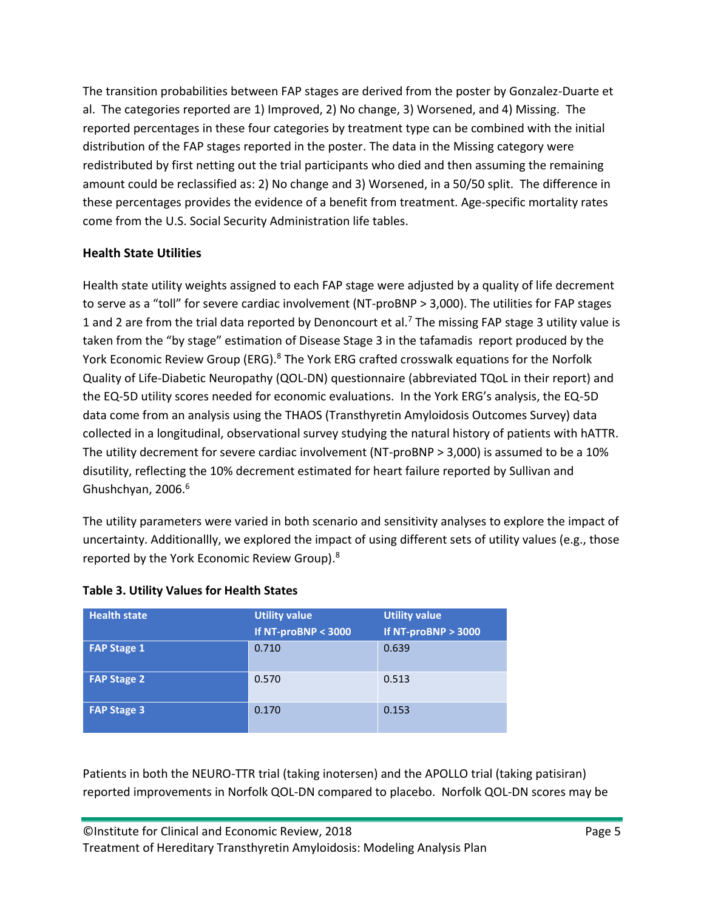The transition probabilities between FAP stages are derived from the poster by Gonzalez-Duarte et al. The categories reported are 1) Improved, 2) No change, 3) Worsened, and 4) Missing. The reported percentages in these four categories by treatment type can be combined with the initial distribution of the FAP stages reported in the poster. The data in the Missing category were redistributed by first netting out the trial participants who died and then assuming the remaining amount could be reclassified as: 2) No change and 3) Worsened, in a 50/50 split. The difference in these percentages provides the evidence of a benefit from treatment. Age-specific mortality rates come from the U.S. Social Security Administration life tables.

**Health State Utilities**

Health state utility weights assigned to each FAP stage were adjusted by a quality of life decrement to serve as a "toll" for severe cardiac involvement (NT-proBNP > 3,000). The utilities for FAP stages 1 and 2 are from the trial data reported by Denoncourt et al.[7] The missing FAP stage 3 utility value is taken from the "by stage" estimation of Disease Stage 3 in the tafamadis report produced by the York Economic Review Group (ERG).[8] The York ERG crafted crosswalk equations for the Norfolk Quality of Life-Diabetic Neuropathy (QOL-DN) questionnaire (abbreviated TQoL in their report) and the EQ-5D utility scores needed for economic evaluations. In the York ERG's analysis, the EQ-5D data come from an analysis using the THAOS (Transthyretin Amyloidosis Outcomes Survey) data collected in a longitudinal, observational survey studying the natural history of patients with hATTR. The utility decrement for severe cardiac involvement (NT-proBNP > 3,000) is assumed to be a 10% disutility, reflecting the 10% decrement estimated for heart failure reported by Sullivan and Ghushchyan, 2006.[6]

The utility parameters were varied in both scenario and sensitivity analyses to explore the impact of uncertainty. Additionallly, we explored the impact of using different sets of utility values (e.g., those reported by the York Economic Review Group).[8]

**Table 3. Utility Values for Health States**

| Health state | Utility value If NT-proBNP < 3000 | Utility value If NT-proBNP > 3000 |
|---|---|---|
| FAP Stage 1 | 0.710 | 0.639 |
| FAP Stage 2 | 0.570 | 0.513 |
| FAP Stage 3 | 0.170 | 0.153 |

Patients in both the NEURO-TTR trial (taking inotersen) and the APOLLO trial (taking patisiran) reported improvements in Norfolk QOL-DN compared to placebo. Norfolk QOL-DN scores may be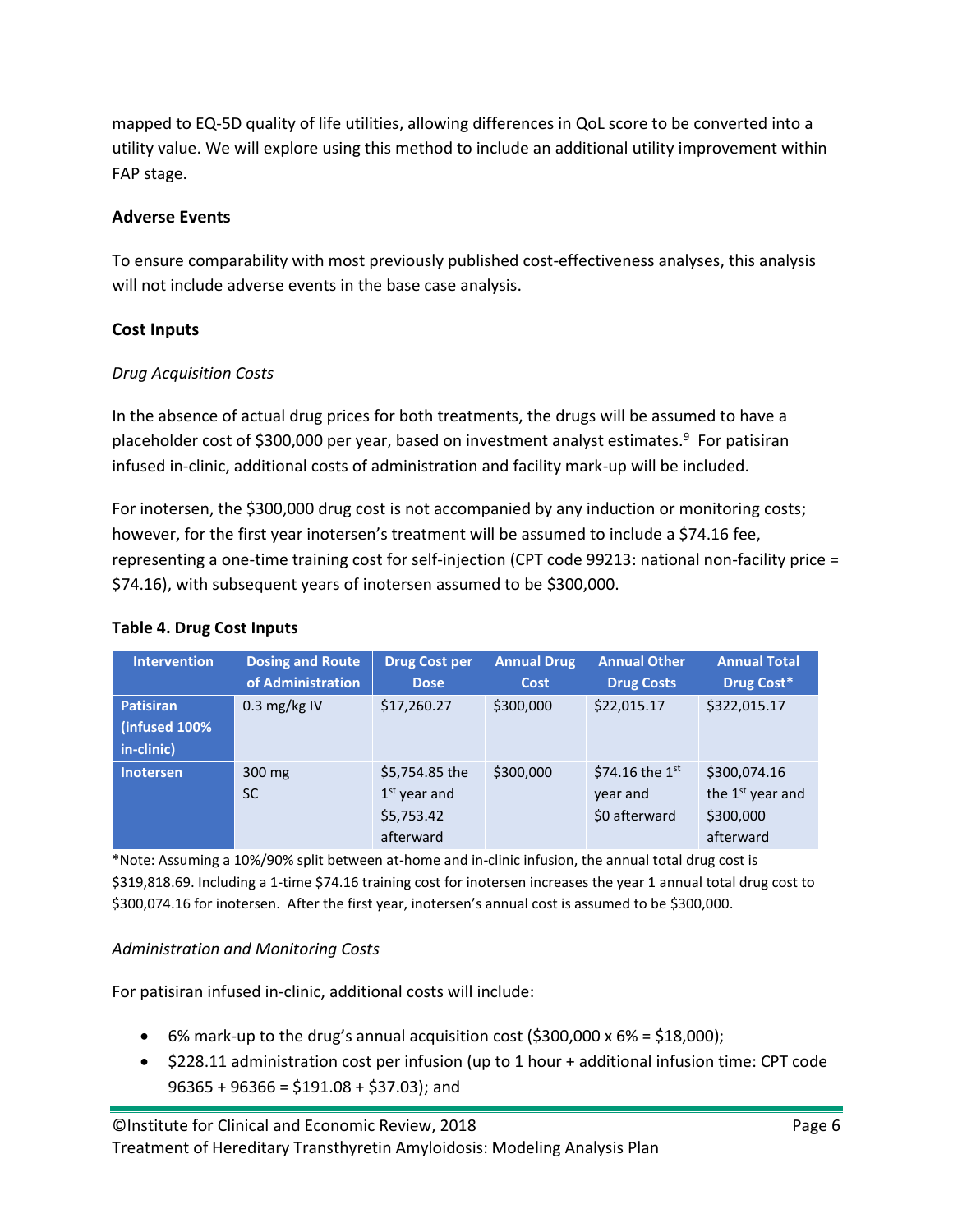mapped to EQ-5D quality of life utilities, allowing differences in QoL score to be converted into a utility value. We will explore using this method to include an additional utility improvement within FAP stage.

**Adverse Events**

To ensure comparability with most previously published cost-effectiveness analyses, this analysis will not include adverse events in the base case analysis.

**Cost Inputs**

*Drug Acquisition Costs*

In the absence of actual drug prices for both treatments, the drugs will be assumed to have a placeholder cost of $300,000 per year, based on investment analyst estimates.[9] For patisiran infused in-clinic, additional costs of administration and facility mark-up will be included.

For inotersen, the $300,000 drug cost is not accompanied by any induction or monitoring costs; however, for the first year inotersen's treatment will be assumed to include a $74.16 fee, representing a one-time training cost for self-injection (CPT code 99213: national non-facility price = $74.16), with subsequent years of inotersen assumed to be $300,000.

**Table 4. Drug Cost Inputs**

| Intervention | Dosing and Route of Administration | Drug Cost per Dose | Annual Drug Cost | Annual Other Drug Costs | Annual Total Drug Cost* |
|---|---|---|---|---|---|
| **Patisiran (infused 100% in-clinic)** | 0.3 mg/kg IV | $17,260.27 | $300,000 | $22,015.17 | $322,015.17 |
| **Inotersen** | 300 mg SC | $5,754.85 the 1st year and $5,753.42 afterward | $300,000 | $74.16 the 1st year and $0 afterward | $300,074.16 the 1st year and $300,000 afterward |

*Note: Assuming a 10%/90% split between at-home and in-clinic infusion, the annual total drug cost is $319,818.69. Including a 1-time $74.16 training cost for inotersen increases the year 1 annual total drug cost to $300,074.16 for inotersen. After the first year, inotersen's annual cost is assumed to be $300,000.

*Administration and Monitoring Costs*

For patisiran infused in-clinic, additional costs will include:

- 6% mark-up to the drug's annual acquisition cost ($300,000 x 6% = $18,000);
- $228.11 administration cost per infusion (up to 1 hour + additional infusion time: CPT code 96365 + 96366 = $191.08 + $37.03); and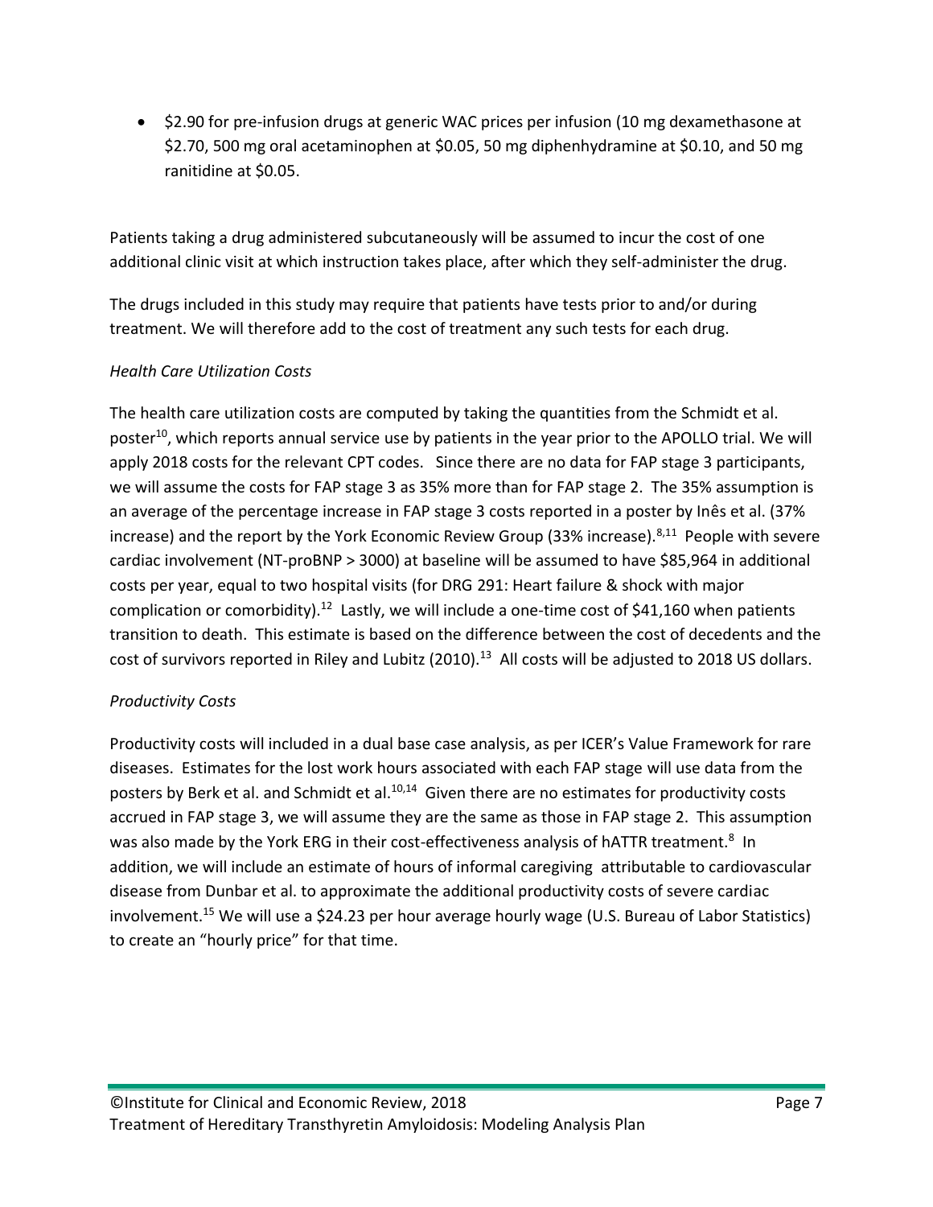- $2.90 for pre-infusion drugs at generic WAC prices per infusion (10 mg dexamethasone at $2.70, 500 mg oral acetaminophen at $0.05, 50 mg diphenhydramine at $0.10, and 50 mg ranitidine at $0.05.

Patients taking a drug administered subcutaneously will be assumed to incur the cost of one additional clinic visit at which instruction takes place, after which they self-administer the drug.

The drugs included in this study may require that patients have tests prior to and/or during treatment. We will therefore add to the cost of treatment any such tests for each drug.

*Health Care Utilization Costs*

The health care utilization costs are computed by taking the quantities from the Schmidt et al. poster[10], which reports annual service use by patients in the year prior to the APOLLO trial. We will apply 2018 costs for the relevant CPT codes. Since there are no data for FAP stage 3 participants, we will assume the costs for FAP stage 3 as 35% more than for FAP stage 2. The 35% assumption is an average of the percentage increase in FAP stage 3 costs reported in a poster by Inês et al. (37% increase) and the report by the York Economic Review Group (33% increase).[8,11] People with severe cardiac involvement (NT-proBNP > 3000) at baseline will be assumed to have $85,964 in additional costs per year, equal to two hospital visits (for DRG 291: Heart failure & shock with major complication or comorbidity).[12] Lastly, we will include a one-time cost of $41,160 when patients transition to death. This estimate is based on the difference between the cost of decedents and the cost of survivors reported in Riley and Lubitz (2010).[13] All costs will be adjusted to 2018 US dollars.

*Productivity Costs*

Productivity costs will included in a dual base case analysis, as per ICER's Value Framework for rare diseases. Estimates for the lost work hours associated with each FAP stage will use data from the posters by Berk et al. and Schmidt et al.[10,14] Given there are no estimates for productivity costs accrued in FAP stage 3, we will assume they are the same as those in FAP stage 2. This assumption was also made by the York ERG in their cost-effectiveness analysis of hATTR treatment.[8] In addition, we will include an estimate of hours of informal caregiving attributable to cardiovascular disease from Dunbar et al. to approximate the additional productivity costs of severe cardiac involvement.[15] We will use a $24.23 per hour average hourly wage (U.S. Bureau of Labor Statistics) to create an "hourly price" for that time.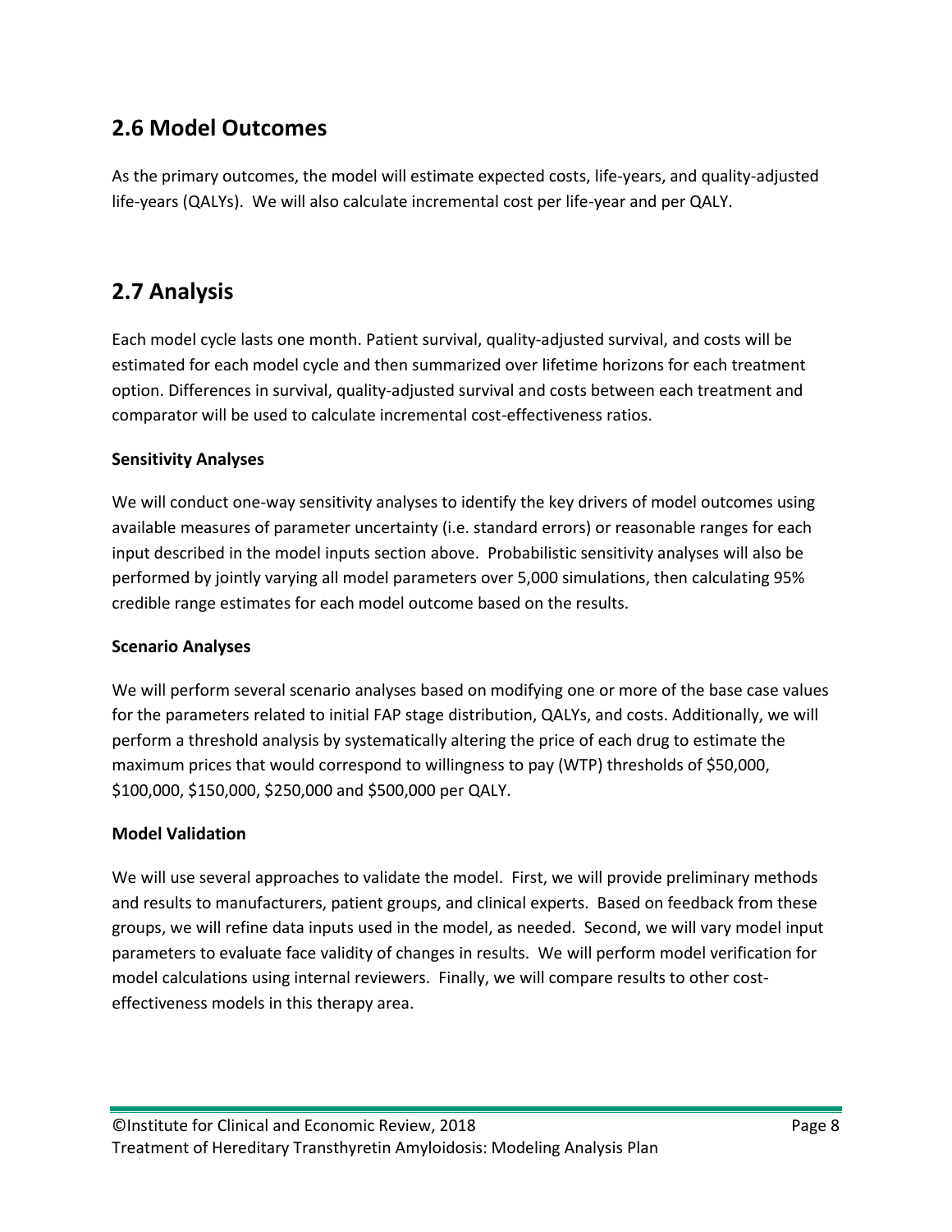## 2.6 Model Outcomes

As the primary outcomes, the model will estimate expected costs, life-years, and quality-adjusted life-years (QALYs). We will also calculate incremental cost per life-year and per QALY.

## 2.7 Analysis

Each model cycle lasts one month. Patient survival, quality-adjusted survival, and costs will be estimated for each model cycle and then summarized over lifetime horizons for each treatment option. Differences in survival, quality-adjusted survival and costs between each treatment and comparator will be used to calculate incremental cost-effectiveness ratios.

**Sensitivity Analyses**

We will conduct one-way sensitivity analyses to identify the key drivers of model outcomes using available measures of parameter uncertainty (i.e. standard errors) or reasonable ranges for each input described in the model inputs section above. Probabilistic sensitivity analyses will also be performed by jointly varying all model parameters over 5,000 simulations, then calculating 95% credible range estimates for each model outcome based on the results.

**Scenario Analyses**

We will perform several scenario analyses based on modifying one or more of the base case values for the parameters related to initial FAP stage distribution, QALYs, and costs. Additionally, we will perform a threshold analysis by systematically altering the price of each drug to estimate the maximum prices that would correspond to willingness to pay (WTP) thresholds of $50,000, $100,000, $150,000, $250,000 and $500,000 per QALY.

**Model Validation**

We will use several approaches to validate the model. First, we will provide preliminary methods and results to manufacturers, patient groups, and clinical experts. Based on feedback from these groups, we will refine data inputs used in the model, as needed. Second, we will vary model input parameters to evaluate face validity of changes in results. We will perform model verification for model calculations using internal reviewers. Finally, we will compare results to other cost-effectiveness models in this therapy area.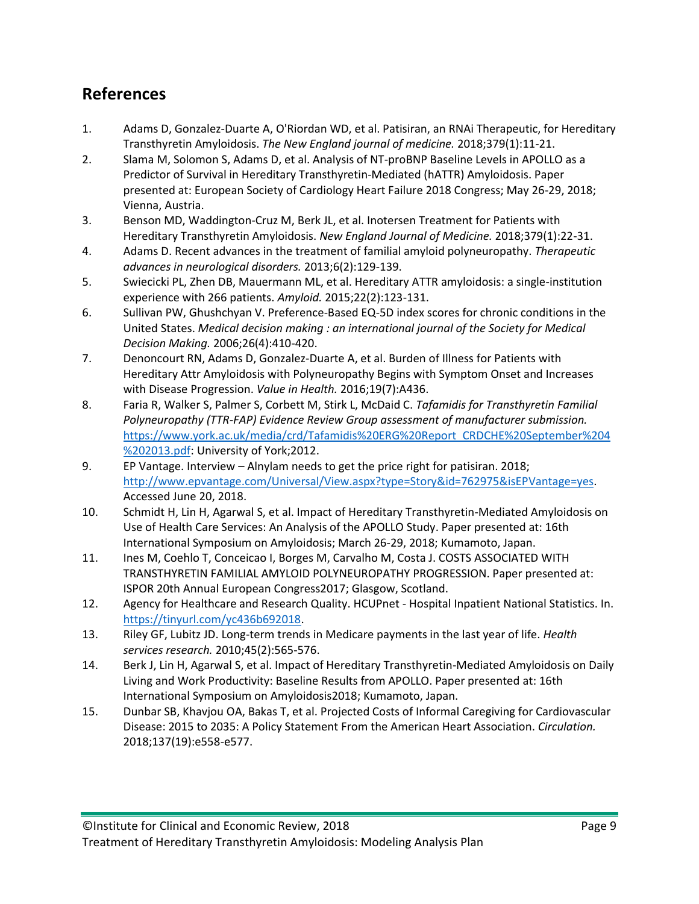## References

1. Adams D, Gonzalez-Duarte A, O'Riordan WD, et al. Patisiran, an RNAi Therapeutic, for Hereditary Transthyretin Amyloidosis. *The New England journal of medicine.* 2018;379(1):11-21.
2. Slama M, Solomon S, Adams D, et al. Analysis of NT-proBNP Baseline Levels in APOLLO as a Predictor of Survival in Hereditary Transthyretin-Mediated (hATTR) Amyloidosis. Paper presented at: European Society of Cardiology Heart Failure 2018 Congress; May 26-29, 2018; Vienna, Austria.
3. Benson MD, Waddington-Cruz M, Berk JL, et al. Inotersen Treatment for Patients with Hereditary Transthyretin Amyloidosis. *New England Journal of Medicine.* 2018;379(1):22-31.
4. Adams D. Recent advances in the treatment of familial amyloid polyneuropathy. *Therapeutic advances in neurological disorders.* 2013;6(2):129-139.
5. Swiecicki PL, Zhen DB, Mauermann ML, et al. Hereditary ATTR amyloidosis: a single-institution experience with 266 patients. *Amyloid.* 2015;22(2):123-131.
6. Sullivan PW, Ghushchyan V. Preference-Based EQ-5D index scores for chronic conditions in the United States. *Medical decision making : an international journal of the Society for Medical Decision Making.* 2006;26(4):410-420.
7. Denoncourt RN, Adams D, Gonzalez-Duarte A, et al. Burden of Illness for Patients with Hereditary Attr Amyloidosis with Polyneuropathy Begins with Symptom Onset and Increases with Disease Progression. *Value in Health.* 2016;19(7):A436.
8. Faria R, Walker S, Palmer S, Corbett M, Stirk L, McDaid C. *Tafamidis for Transthyretin Familial Polyneuropathy (TTR-FAP) Evidence Review Group assessment of manufacturer submission.* [https://www.york.ac.uk/media/crd/Tafamidis%20ERG%20Report_CRDCHE%20September%204%202013.pdf](https://www.york.ac.uk/media/crd/Tafamidis%20ERG%20Report_CRDCHE%20September%204%202013.pdf): University of York;2012.
9. EP Vantage. Interview – Alnylam needs to get the price right for patisiran. 2018; [http://www.epvantage.com/Universal/View.aspx?type=Story&id=762975&isEPVantage=yes](http://www.epvantage.com/Universal/View.aspx?type=Story&id=762975&isEPVantage=yes). Accessed June 20, 2018.
10. Schmidt H, Lin H, Agarwal S, et al. Impact of Hereditary Transthyretin-Mediated Amyloidosis on Use of Health Care Services: An Analysis of the APOLLO Study. Paper presented at: 16th International Symposium on Amyloidosis; March 26-29, 2018; Kumamoto, Japan.
11. Ines M, Coehlo T, Conceicao I, Borges M, Carvalho M, Costa J. COSTS ASSOCIATED WITH TRANSTHYRETIN FAMILIAL AMYLOID POLYNEUROPATHY PROGRESSION. Paper presented at: ISPOR 20th Annual European Congress2017; Glasgow, Scotland.
12. Agency for Healthcare and Research Quality. HCUPnet - Hospital Inpatient National Statistics. In. [https://tinyurl.com/yc436b692018](https://tinyurl.com/yc436b692018).
13. Riley GF, Lubitz JD. Long-term trends in Medicare payments in the last year of life. *Health services research.* 2010;45(2):565-576.
14. Berk J, Lin H, Agarwal S, et al. Impact of Hereditary Transthyretin-Mediated Amyloidosis on Daily Living and Work Productivity: Baseline Results from APOLLO. Paper presented at: 16th International Symposium on Amyloidosis2018; Kumamoto, Japan.
15. Dunbar SB, Khavjou OA, Bakas T, et al. Projected Costs of Informal Caregiving for Cardiovascular Disease: 2015 to 2035: A Policy Statement From the American Heart Association. *Circulation.* 2018;137(19):e558-e577.